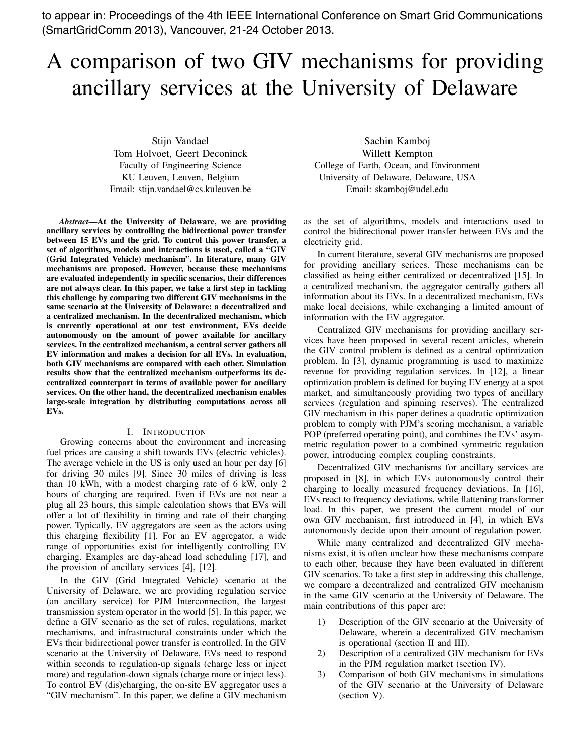to appear in: Proceedings of the 4th IEEE International Conference on Smart Grid Communications (SmartGridComm 2013), Vancouver, 21-24 October 2013.

# A comparison of two GIV mechanisms for providing ancillary services at the University of Delaware

Stijn Vandael
Tom Holvoet, Geert Deconinck
Faculty of Engineering Science
KU Leuven, Leuven, Belgium
Email: stijn.vandael@cs.kuleuven.be

Sachin Kamboj
Willett Kempton
College of Earth, Ocean, and Environment
University of Delaware, Delaware, USA
Email: skamboj@udel.edu

***Abstract*—At the University of Delaware, we are providing ancillary services by controlling the bidirectional power transfer between 15 EVs and the grid. To control this power transfer, a set of algorithms, models and interactions is used, called a "GIV (Grid Integrated Vehicle) mechanism". In literature, many GIV mechanisms are proposed. However, because these mechanisms are evaluated independently in specific scenarios, their differences are not always clear. In this paper, we take a first step in tackling this challenge by comparing two different GIV mechanisms in the same scenario at the University of Delaware: a decentralized and a centralized mechanism. In the decentralized mechanism, which is currently operational at our test environment, EVs decide autonomously on the amount of power available for ancillary services. In the centralized mechanism, a central server gathers all EV information and makes a decision for all EVs. In evaluation, both GIV mechanisms are compared with each other. Simulation results show that the centralized mechanism outperforms its decentralized counterpart in terms of available power for ancillary services. On the other hand, the decentralized mechanism enables large-scale integration by distributing computations across all EVs.**

## I. Introduction

Growing concerns about the environment and increasing fuel prices are causing a shift towards EVs (electric vehicles). The average vehicle in the US is only used an hour per day [6] for driving 30 miles [9]. Since 30 miles of driving is less than 10 kWh, with a modest charging rate of 6 kW, only 2 hours of charging are required. Even if EVs are not near a plug all 23 hours, this simple calculation shows that EVs will offer a lot of flexibility in timing and rate of their charging power. Typically, EV aggregators are seen as the actors using this charging flexibility [1]. For an EV aggregator, a wide range of opportunities exist for intelligently controlling EV charging. Examples are day-ahead load scheduling [17], and the provision of ancillary services [4], [12].

In the GIV (Grid Integrated Vehicle) scenario at the University of Delaware, we are providing regulation service (an ancillary service) for PJM Interconnection, the largest transmission system operator in the world [5]. In this paper, we define a GIV scenario as the set of rules, regulations, market mechanisms, and infrastructural constraints under which the EVs their bidirectional power transfer is controlled. In the GIV scenario at the University of Delaware, EVs need to respond within seconds to regulation-up signals (charge less or inject more) and regulation-down signals (charge more or inject less). To control EV (dis)charging, the on-site EV aggregator uses a "GIV mechanism". In this paper, we define a GIV mechanism as the set of algorithms, models and interactions used to control the bidirectional power transfer between EVs and the electricity grid.

In current literature, several GIV mechanisms are proposed for providing ancillary serices. These mechanisms can be classified as being either centralized or decentralized [15]. In a centralized mechanism, the aggregator centrally gathers all information about its EVs. In a decentralized mechanism, EVs make local decisions, while exchanging a limited amount of information with the EV aggregator.

Centralized GIV mechanisms for providing ancillary services have been proposed in several recent articles, wherein the GIV control problem is defined as a central optimization problem. In [3], dynamic programming is used to maximize revenue for providing regulation services. In [12], a linear optimization problem is defined for buying EV energy at a spot market, and simultaneously providing two types of ancillary services (regulation and spinning reserves). The centralized GIV mechanism in this paper defines a quadratic optimization problem to comply with PJM's scoring mechanism, a variable POP (preferred operating point), and combines the EVs' asymmetric regulation power to a combined symmetric regulation power, introducing complex coupling constraints.

Decentralized GIV mechanisms for ancillary services are proposed in [8], in which EVs autonomously control their charging to locally measured frequency deviations. In [16], EVs react to frequency deviations, while flattening transformer load. In this paper, we present the current model of our own GIV mechanism, first introduced in [4], in which EVs autonomously decide upon their amount of regulation power.

While many centralized and decentralized GIV mechanisms exist, it is often unclear how these mechanisms compare to each other, because they have been evaluated in different GIV scenarios. To take a first step in addressing this challenge, we compare a decentralized and centralized GIV mechanism in the same GIV scenario at the University of Delaware. The main contributions of this paper are:

1) Description of the GIV scenario at the University of Delaware, wherein a decentralized GIV mechanism is operational (section II and III).
2) Description of a centralized GIV mechanism for EVs in the PJM regulation market (section IV).
3) Comparison of both GIV mechanisms in simulations of the GIV scenario at the University of Delaware (section V).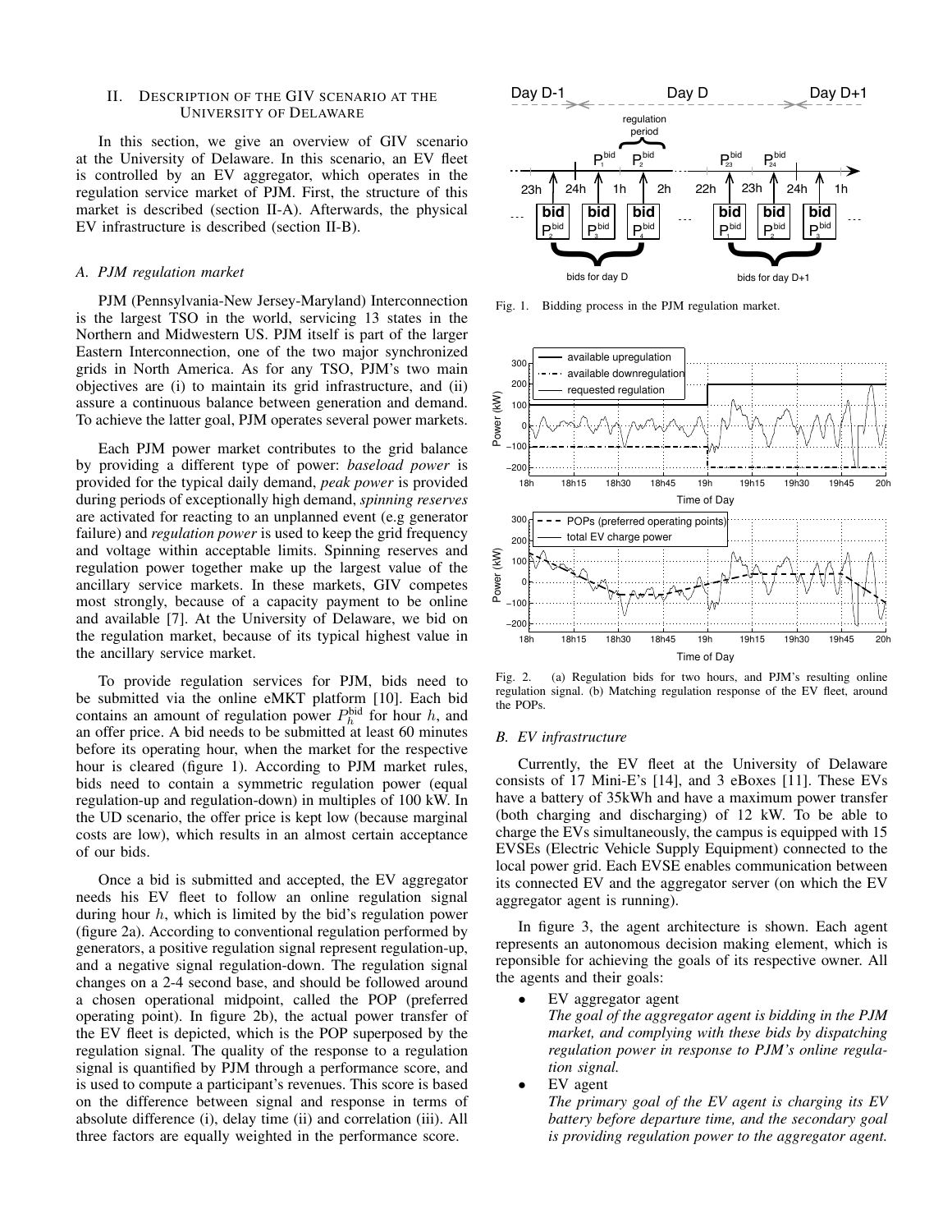## II. Description of the GIV Scenario at the University of Delaware

In this section, we give an overview of GIV scenario at the University of Delaware. In this scenario, an EV fleet is controlled by an EV aggregator, which operates in the regulation service market of PJM. First, the structure of this market is described (section II-A). Afterwards, the physical EV infrastructure is described (section II-B).

### A. PJM regulation market

PJM (Pennsylvania-New Jersey-Maryland) Interconnection is the largest TSO in the world, servicing 13 states in the Northern and Midwestern US. PJM itself is part of the larger Eastern Interconnection, one of the two major synchronized grids in North America. As for any TSO, PJM's two main objectives are (i) to maintain its grid infrastructure, and (ii) assure a continuous balance between generation and demand. To achieve the latter goal, PJM operates several power markets.

Each PJM power market contributes to the grid balance by providing a different type of power: *baseload power* is provided for the typical daily demand, *peak power* is provided during periods of exceptionally high demand, *spinning reserves* are activated for reacting to an unplanned event (e.g generator failure) and *regulation power* is used to keep the grid frequency and voltage within acceptable limits. Spinning reserves and regulation power together make up the largest value of the ancillary service markets. In these markets, GIV competes most strongly, because of a capacity payment to be online and available [7]. At the University of Delaware, we bid on the regulation market, because of its typical highest value in the ancillary service market.

To provide regulation services for PJM, bids need to be submitted via the online eMKT platform [10]. Each bid contains an amount of regulation power $P_h^{\text{bid}}$ for hour $h$, and an offer price. A bid needs to be submitted at least 60 minutes before its operating hour, when the market for the respective hour is cleared (figure 1). According to PJM market rules, bids need to contain a symmetric regulation power (equal regulation-up and regulation-down) in multiples of 100 kW. In the UD scenario, the offer price is kept low (because marginal costs are low), which results in an almost certain acceptance of our bids.

Once a bid is submitted and accepted, the EV aggregator needs his EV fleet to follow an online regulation signal during hour $h$, which is limited by the bid's regulation power (figure 2a). According to conventional regulation performed by generators, a positive regulation signal represent regulation-up, and a negative signal regulation-down. The regulation signal changes on a 2-4 second base, and should be followed around a chosen operational midpoint, called the POP (preferred operating point). In figure 2b), the actual power transfer of the EV fleet is depicted, which is the POP superposed by the regulation signal. The quality of the response to a regulation signal is quantified by PJM through a performance score, and is used to compute a participant's revenues. This score is based on the difference between signal and response in terms of absolute difference (i), delay time (ii) and correlation (iii). All three factors are equally weighted in the performance score.

Fig. 1. Bidding process in the PJM regulation market.

Fig. 2. (a) Regulation bids for two hours, and PJM's resulting online regulation signal. (b) Matching regulation response of the EV fleet, around the POPs.

### B. EV infrastructure

Currently, the EV fleet at the University of Delaware consists of 17 Mini-E's [14], and 3 eBoxes [11]. These EVs have a battery of 35kWh and have a maximum power transfer (both charging and discharging) of 12 kW. To be able to charge the EVs simultaneously, the campus is equipped with 15 EVSEs (Electric Vehicle Supply Equipment) connected to the local power grid. Each EVSE enables communication between its connected EV and the aggregator server (on which the EV aggregator agent is running).

In figure 3, the agent architecture is shown. Each agent represents an autonomous decision making element, which is reponsible for achieving the goals of its respective owner. All the agents and their goals:

- EV aggregator agent
  *The goal of the aggregator agent is bidding in the PJM market, and complying with these bids by dispatching regulation power in response to PJM's online regulation signal.*
- EV agent
  *The primary goal of the EV agent is charging its EV battery before departure time, and the secondary goal is providing regulation power to the aggregator agent.*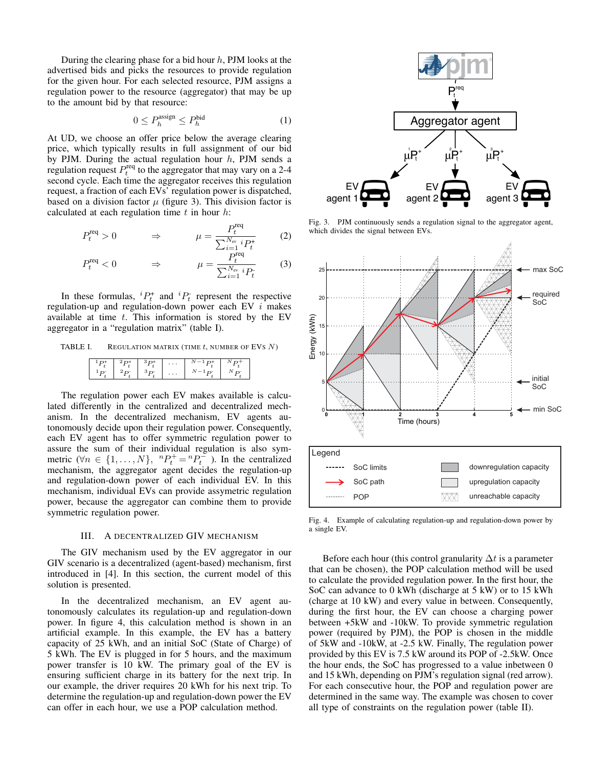During the clearing phase for a bid hour $h$, PJM looks at the advertised bids and picks the resources to provide regulation for the given hour. For each selected resource, PJM assigns a regulation power to the resource (aggregator) that may be up to the amount bid by that resource:

$$0 \leq P_h^{\text{assign}} \leq P_h^{\text{bid}} \tag{1}$$

At UD, we choose an offer price below the average clearing price, which typically results in full assignment of our bid by PJM. During the actual regulation hour $h$, PJM sends a regulation request $P_t^{\text{req}}$ to the aggregator that may vary on a 2-4 second cycle. Each time the aggregator receives this regulation request, a fraction of each EVs' regulation power is dispatched, based on a division factor $\mu$ (figure 3). This division factor is calculated at each regulation time $t$ in hour $h$:

$$P_t^{\text{req}} > 0 \quad \Rightarrow \quad \mu = \frac{P_t^{\text{req}}}{\sum_{i=1}^{N_{\text{ev}}} {}^iP_t^+} \tag{2}$$

$$P_t^{\text{req}} < 0 \quad \Rightarrow \quad \mu = \frac{P_t^{\text{req}}}{\sum_{i=1}^{N_{\text{ev}}} {}^iP_t^-} \tag{3}$$

In these formulas, ${}^iP_t^+$ and ${}^iP_t^-$ represent the respective regulation-up and regulation-down power each EV $i$ makes available at time $t$. This information is stored by the EV aggregator in a "regulation matrix" (table I).

TABLE I. REGULATION MATRIX (TIME $t$, NUMBER OF EVS $N$)

| ${}^1P_t^+$ | ${}^2P_t^+$ | ${}^3P_t^+$ | ... | ${}^{N-1}P_t^+$ | ${}^NP_t^+$ |
|---|---|---|---|---|---|
| ${}^1P_t^-$ | ${}^2P_t^-$ | ${}^3P_t^-$ | ... | ${}^{N-1}P_t^-$ | ${}^NP_t^-$ |

The regulation power each EV makes available is calculated differently in the centralized and decentralized mechanism. In the decentralized mechanism, EV agents autonomously decide upon their regulation power. Consequently, each EV agent has to offer symmetric regulation power to assure the sum of their individual regulation is also symmetric ($\forall n \in \{1, \ldots, N\}$, ${}^nP_t^+ = {}^nP_t^-$ ). In the centralized mechanism, the aggregator agent decides the regulation-up and regulation-down power of each individual EV. In this mechanism, individual EVs can provide assymetric regulation power, because the aggregator can combine them to provide symmetric regulation power.

## III. A DECENTRALIZED GIV MECHANISM

The GIV mechanism used by the EV aggregator in our GIV scenario is a decentralized (agent-based) mechanism, first introduced in [4]. In this section, the current model of this solution is presented.

In the decentralized mechanism, an EV agent autonomously calculates its regulation-up and regulation-down power. In figure 4, this calculation method is shown in an artificial example. In this example, the EV has a battery capacity of 25 kWh, and an initial SoC (State of Charge) of 5 kWh. The EV is plugged in for 5 hours, and the maximum power transfer is 10 kW. The primary goal of the EV is ensuring sufficient charge in its battery for the next trip. In our example, the driver requires 20 kWh for his next trip. To determine the regulation-up and regulation-down power the EV can offer in each hour, we use a POP calculation method.

Fig. 3. PJM continuously sends a regulation signal to the aggregator agent, which divides the signal between EVs.

Fig. 4. Example of calculating regulation-up and regulation-down power by a single EV.

Before each hour (this control granularity $\Delta t$ is a parameter that can be chosen), the POP calculation method will be used to calculate the provided regulation power. In the first hour, the SoC can advance to 0 kWh (discharge at 5 kW) or to 15 kWh (charge at 10 kW) and every value in between. Consequently, during the first hour, the EV can choose a charging power between +5kW and -10kW. To provide symmetric regulation power (required by PJM), the POP is chosen in the middle of 5kW and -10kW, at -2.5 kW. Finally, The regulation power provided by this EV is 7.5 kW around its POP of -2.5kW. Once the hour ends, the SoC has progressed to a value inbetween 0 and 15 kWh, depending on PJM's regulation signal (red arrow). For each consecutive hour, the POP and regulation power are determined in the same way. The example was chosen to cover all type of constraints on the regulation power (table II).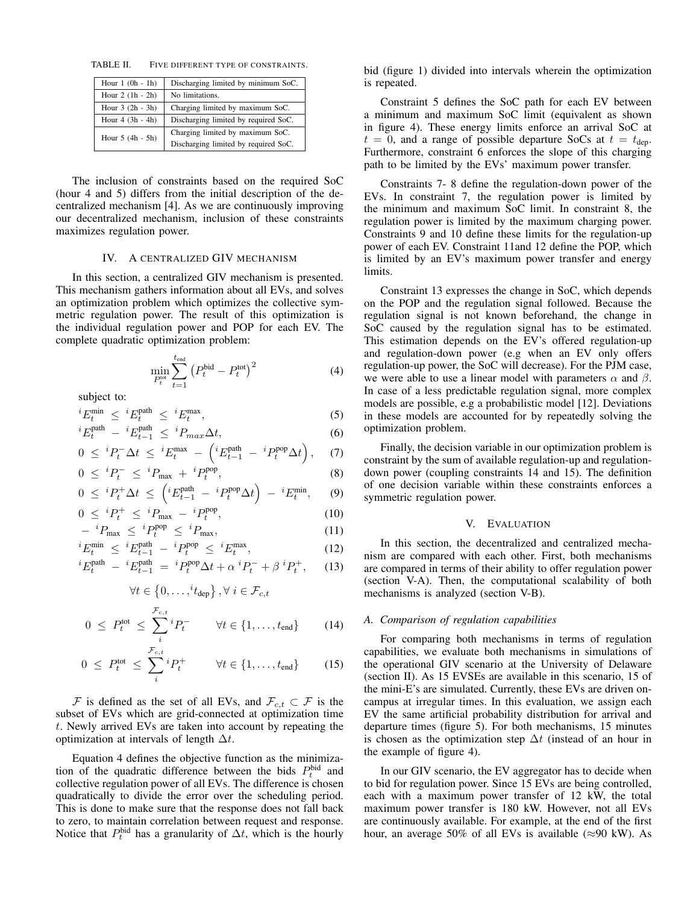TABLE II. FIVE DIFFERENT TYPE OF CONSTRAINTS.

| | |
|---|---|
| Hour 1 (0h - 1h) | Discharging limited by minimum SoC. |
| Hour 2 (1h - 2h) | No limitations. |
| Hour 3 (2h - 3h) | Charging limited by maximum SoC. |
| Hour 4 (3h - 4h) | Discharging limited by required SoC. |
| Hour 5 (4h - 5h) | Charging limited by maximum SoC. Discharging limited by required SoC. |

The inclusion of constraints based on the required SoC (hour 4 and 5) differs from the initial description of the decentralized mechanism [4]. As we are continuously improving our decentralized mechanism, inclusion of these constraints maximizes regulation power.

## IV. A CENTRALIZED GIV MECHANISM

In this section, a centralized GIV mechanism is presented. This mechanism gathers information about all EVs, and solves an optimization problem which optimizes the collective symmetric regulation power. The result of this optimization is the individual regulation power and POP for each EV. The complete quadratic optimization problem:

$$\min_{P_t^{\text{tot}}} \sum_{t=1}^{t_{\text{end}}} \left(P_t^{\text{bid}} - P_t^{\text{tot}}\right)^2 \tag{4}$$

subject to:

$${}^{i}E_t^{\min} \leq {}^{i}E_t^{\text{path}} \leq {}^{i}E_t^{\max}, \tag{5}$$

$${}^{i}E_t^{\text{path}} - {}^{i}E_{t-1}^{\text{path}} \leq {}^{i}P_{max}\Delta t, \tag{6}$$

$$0 \leq {}^{i}P_t^{-}\Delta t \leq {}^{i}E_t^{\max} - \left({}^{i}E_{t-1}^{\text{path}} - {}^{i}P_t^{\text{pop}}\Delta t\right), \tag{7}$$

$$0 \leq {}^{i}P_t^{-} \leq {}^{i}P_{\max} + {}^{i}P_t^{\text{pop}}, \tag{8}$$

$$0 \leq {}^{i}P_t^{+}\Delta t \leq \left({}^{i}E_{t-1}^{\text{path}} - {}^{i}P_t^{\text{pop}}\Delta t\right) - {}^{i}E_t^{\min}, \tag{9}$$

$$0 \leq {}^{i}P_t^{+} \leq {}^{i}P_{\max} - {}^{i}P_t^{\text{pop}}, \tag{10}$$

$$-{}^{i}P_{\max} \leq {}^{i}P_t^{\text{pop}} \leq {}^{i}P_{\max}, \tag{11}$$

$${}^{i}E_t^{\min} \leq {}^{i}E_{t-1}^{\text{path}} - {}^{i}P_t^{\text{pop}} \leq {}^{i}E_t^{\max}, \tag{12}$$

$${}^{i}E_t^{\text{path}} - {}^{i}E_{t-1}^{\text{path}} = {}^{i}P_t^{\text{pop}}\Delta t + \alpha\, {}^{i}P_t^{-} + \beta\, {}^{i}P_t^{+}, \tag{13}$$

$$\forall t \in \left\{0, \ldots, {}^{i}t_{\text{dep}}\right\}, \forall\, i \in \mathcal{F}_{c,t}$$

$$0 \leq P_t^{\text{tot}} \leq \sum_{i}^{\mathcal{F}_{c,t}} {}^{i}P_t^{-} \qquad \forall t \in \{1, \ldots, t_{\text{end}}\} \tag{14}$$

$$0 \leq P_t^{\text{tot}} \leq \sum_{i}^{\mathcal{F}_{c,t}} {}^{i}P_t^{+} \qquad \forall t \in \{1, \ldots, t_{\text{end}}\} \tag{15}$$

$\mathcal{F}$ is defined as the set of all EVs, and $\mathcal{F}_{c,t} \subset \mathcal{F}$ is the subset of EVs which are grid-connected at optimization time $t$. Newly arrived EVs are taken into account by repeating the optimization at intervals of length $\Delta t$.

Equation 4 defines the objective function as the minimization of the quadratic difference between the bids $P_t^{\text{bid}}$ and collective regulation power of all EVs. The difference is chosen quadratically to divide the error over the scheduling period. This is done to make sure that the response does not fall back to zero, to maintain correlation between request and response. Notice that $P_t^{\text{bid}}$ has a granularity of $\Delta t$, which is the hourly bid (figure 1) divided into intervals wherein the optimization is repeated.

Constraint 5 defines the SoC path for each EV between a minimum and maximum SoC limit (equivalent as shown in figure 4). These energy limits enforce an arrival SoC at $t = 0$, and a range of possible departure SoCs at $t = t_{\text{dep}}$. Furthermore, constraint 6 enforces the slope of this charging path to be limited by the EVs' maximum power transfer.

Constraints 7- 8 define the regulation-down power of the EVs. In constraint 7, the regulation power is limited by the minimum and maximum SoC limit. In constraint 8, the regulation power is limited by the maximum charging power. Constraints 9 and 10 define these limits for the regulation-up power of each EV. Constraint 11and 12 define the POP, which is limited by an EV's maximum power transfer and energy limits.

Constraint 13 expresses the change in SoC, which depends on the POP and the regulation signal followed. Because the regulation signal is not known beforehand, the change in SoC caused by the regulation signal has to be estimated. This estimation depends on the EV's offered regulation-up and regulation-down power (e.g when an EV only offers regulation-up power, the SoC will decrease). For the PJM case, we were able to use a linear model with parameters $\alpha$ and $\beta$. In case of a less predictable regulation signal, more complex models are possible, e.g a probabilistic model [12]. Deviations in these models are accounted for by repeatedly solving the optimization problem.

Finally, the decision variable in our optimization problem is constraint by the sum of available regulation-up and regulation-down power (coupling constraints 14 and 15). The definition of one decision variable within these constraints enforces a symmetric regulation power.

## V. EVALUATION

In this section, the decentralized and centralized mechanism are compared with each other. First, both mechanisms are compared in terms of their ability to offer regulation power (section V-A). Then, the computational scalability of both mechanisms is analyzed (section V-B).

### A. Comparison of regulation capabilities

For comparing both mechanisms in terms of regulation capabilities, we evaluate both mechanisms in simulations of the operational GIV scenario at the University of Delaware (section II). As 15 EVSEs are available in this scenario, 15 of the mini-E's are simulated. Currently, these EVs are driven on-campus at irregular times. In this evaluation, we assign each EV the same artificial probability distribution for arrival and departure times (figure 5). For both mechanisms, 15 minutes is chosen as the optimization step $\Delta t$ (instead of an hour in the example of figure 4).

In our GIV scenario, the EV aggregator has to decide when to bid for regulation power. Since 15 EVs are being controlled, each with a maximum power transfer of 12 kW, the total maximum power transfer is 180 kW. However, not all EVs are continuously available. For example, at the end of the first hour, an average 50% of all EVs is available (≈90 kW). As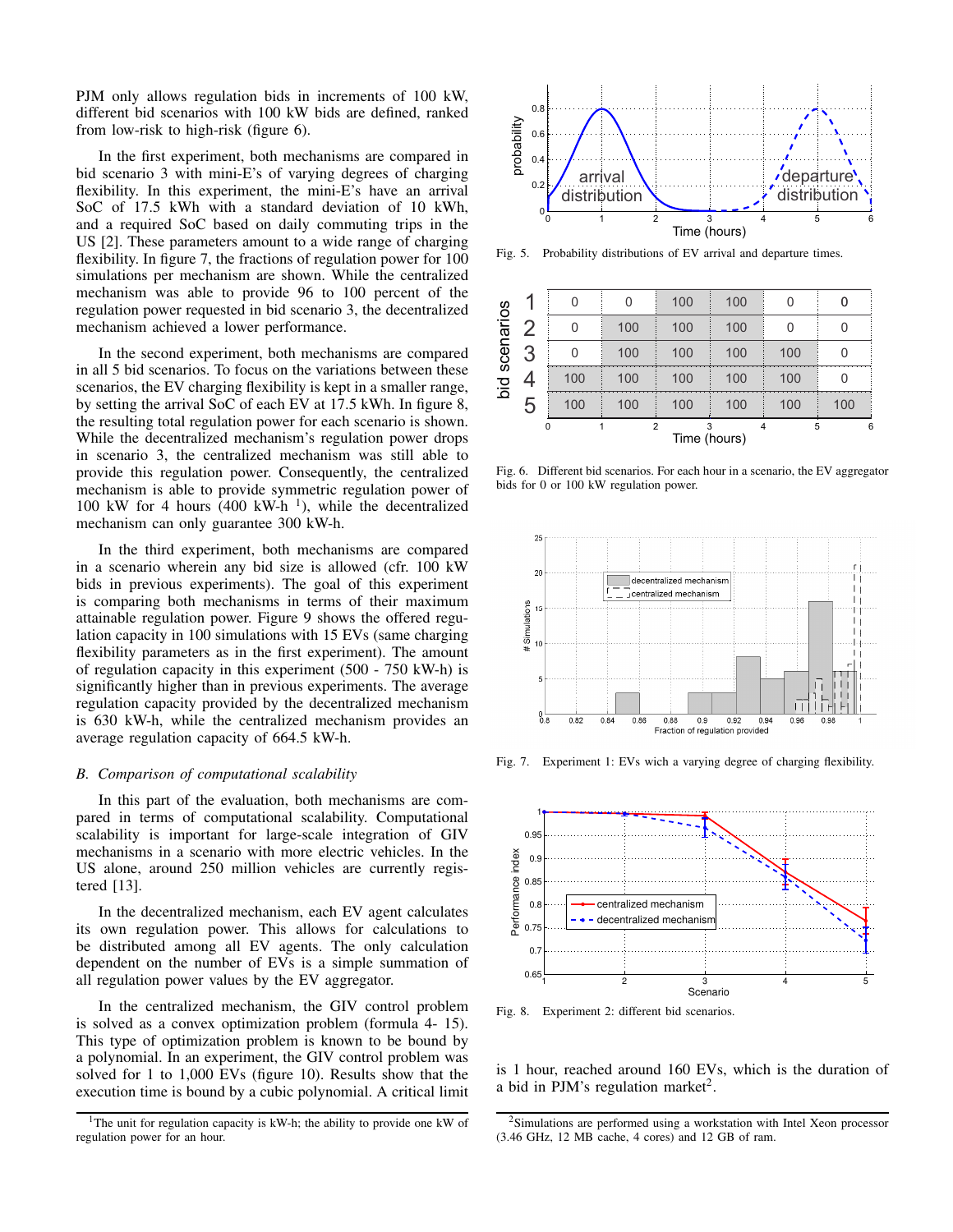PJM only allows regulation bids in increments of 100 kW, different bid scenarios with 100 kW bids are defined, ranked from low-risk to high-risk (figure 6).

In the first experiment, both mechanisms are compared in bid scenario 3 with mini-E's of varying degrees of charging flexibility. In this experiment, the mini-E's have an arrival SoC of 17.5 kWh with a standard deviation of 10 kWh, and a required SoC based on daily commuting trips in the US [2]. These parameters amount to a wide range of charging flexibility. In figure 7, the fractions of regulation power for 100 simulations per mechanism are shown. While the centralized mechanism was able to provide 96 to 100 percent of the regulation power requested in bid scenario 3, the decentralized mechanism achieved a lower performance.

In the second experiment, both mechanisms are compared in all 5 bid scenarios. To focus on the variations between these scenarios, the EV charging flexibility is kept in a smaller range, by setting the arrival SoC of each EV at 17.5 kWh. In figure 8, the resulting total regulation power for each scenario is shown. While the decentralized mechanism's regulation power drops in scenario 3, the centralized mechanism was still able to provide this regulation power. Consequently, the centralized mechanism is able to provide symmetric regulation power of 100 kW for 4 hours (400 kW-h [1]), while the decentralized mechanism can only guarantee 300 kW-h.

In the third experiment, both mechanisms are compared in a scenario wherein any bid size is allowed (cfr. 100 kW bids in previous experiments). The goal of this experiment is comparing both mechanisms in terms of their maximum attainable regulation power. Figure 9 shows the offered regulation capacity in 100 simulations with 15 EVs (same charging flexibility parameters as in the first experiment). The amount of regulation capacity in this experiment (500 - 750 kW-h) is significantly higher than in previous experiments. The average regulation capacity provided by the decentralized mechanism is 630 kW-h, while the centralized mechanism provides an average regulation capacity of 664.5 kW-h.

### *B. Comparison of computational scalability*

In this part of the evaluation, both mechanisms are compared in terms of computational scalability. Computational scalability is important for large-scale integration of GIV mechanisms in a scenario with more electric vehicles. In the US alone, around 250 million vehicles are currently registered [13].

In the decentralized mechanism, each EV agent calculates its own regulation power. This allows for calculations to be distributed among all EV agents. The only calculation dependent on the number of EVs is a simple summation of all regulation power values by the EV aggregator.

In the centralized mechanism, the GIV control problem is solved as a convex optimization problem (formula 4- 15). This type of optimization problem is known to be bound by a polynomial. In an experiment, the GIV control problem was solved for 1 to 1,000 EVs (figure 10). Results show that the execution time is bound by a cubic polynomial. A critical limit is 1 hour, reached around 160 EVs, which is the duration of a bid in PJM's regulation market[2].

[1] The unit for regulation capacity is kW-h; the ability to provide one kW of regulation power for an hour.

[2] Simulations are performed using a workstation with Intel Xeon processor (3.46 GHz, 12 MB cache, 4 cores) and 12 GB of ram.

Fig. 5. Probability distributions of EV arrival and departure times.

| bid scenario | 0–1 | 1–2 | 2–3 | 3–4 | 4–5 | 5–6 |
|---|---|---|---|---|---|---|
| 1 | 0 | 0 | 100 | 100 | 0 | 0 |
| 2 | 0 | 100 | 100 | 100 | 0 | 0 |
| 3 | 0 | 100 | 100 | 100 | 100 | 0 |
| 4 | 100 | 100 | 100 | 100 | 100 | 0 |
| 5 | 100 | 100 | 100 | 100 | 100 | 100 |

Fig. 6. Different bid scenarios. For each hour in a scenario, the EV aggregator bids for 0 or 100 kW regulation power.

Fig. 7. Experiment 1: EVs wich a varying degree of charging flexibility.

Fig. 8. Experiment 2: different bid scenarios.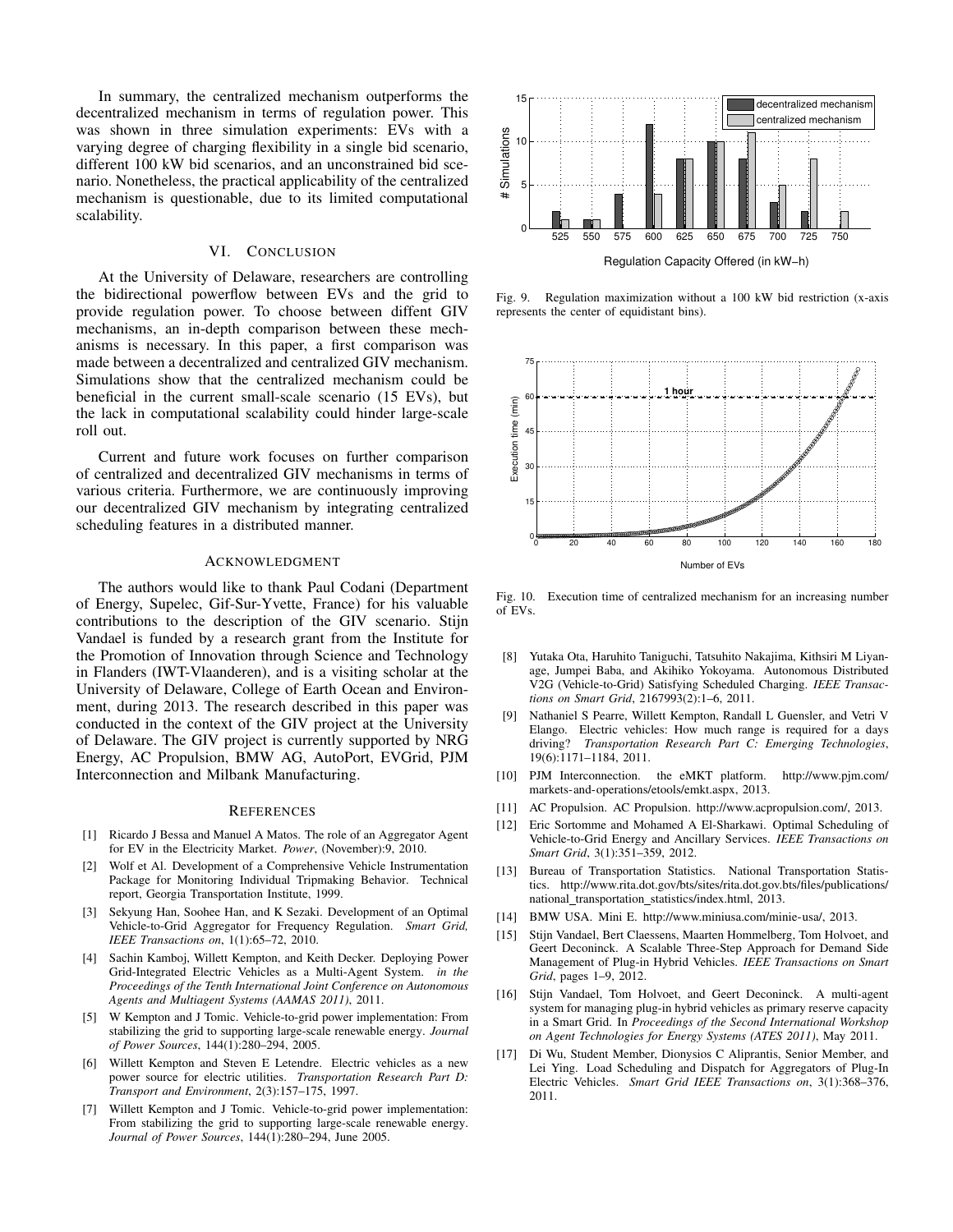In summary, the centralized mechanism outperforms the decentralized mechanism in terms of regulation power. This was shown in three simulation experiments: EVs with a varying degree of charging flexibility in a single bid scenario, different 100 kW bid scenarios, and an unconstrained bid scenario. Nonetheless, the practical applicability of the centralized mechanism is questionable, due to its limited computational scalability.

## VI. Conclusion

At the University of Delaware, researchers are controlling the bidirectional powerflow between EVs and the grid to provide regulation power. To choose between diffent GIV mechanisms, an in-depth comparison between these mechanisms is necessary. In this paper, a first comparison was made between a decentralized and centralized GIV mechanism. Simulations show that the centralized mechanism could be beneficial in the current small-scale scenario (15 EVs), but the lack in computational scalability could hinder large-scale roll out.

Current and future work focuses on further comparison of centralized and decentralized GIV mechanisms in terms of various criteria. Furthermore, we are continuously improving our decentralized GIV mechanism by integrating centralized scheduling features in a distributed manner.

## Acknowledgment

The authors would like to thank Paul Codani (Department of Energy, Supelec, Gif-Sur-Yvette, France) for his valuable contributions to the description of the GIV scenario. Stijn Vandael is funded by a research grant from the Institute for the Promotion of Innovation through Science and Technology in Flanders (IWT-Vlaanderen), and is a visiting scholar at the University of Delaware, College of Earth Ocean and Environment, during 2013. The research described in this paper was conducted in the context of the GIV project at the University of Delaware. The GIV project is currently supported by NRG Energy, AC Propulsion, BMW AG, AutoPort, EVGrid, PJM Interconnection and Milbank Manufacturing.

decentralized mechanism
centralized mechanism
# Simulations
0
5
10
15
525 550 575 600 625 650 675 700 725 750
Regulation Capacity Offered (in kW−h)

Fig. 9. Regulation maximization without a 100 kW bid restriction (x-axis represents the center of equidistant bins).

1 hour
Execution time (min)
0
15
30
45
60
75
0 20 40 60 80 100 120 140 160 180
Number of EVs

Fig. 10. Execution time of centralized mechanism for an increasing number of EVs.

## References

[1] Ricardo J Bessa and Manuel A Matos. The role of an Aggregator Agent for EV in the Electricity Market. *Power*, (November):9, 2010.

[2] Wolf et Al. Development of a Comprehensive Vehicle Instrumentation Package for Monitoring Individual Tripmaking Behavior. Technical report, Georgia Transportation Institute, 1999.

[3] Sekyung Han, Soohee Han, and K Sezaki. Development of an Optimal Vehicle-to-Grid Aggregator for Frequency Regulation. *Smart Grid, IEEE Transactions on*, 1(1):65–72, 2010.

[4] Sachin Kamboj, Willett Kempton, and Keith Decker. Deploying Power Grid-Integrated Electric Vehicles as a Multi-Agent System. *in the Proceedings of the Tenth International Joint Conference on Autonomous Agents and Multiagent Systems (AAMAS 2011)*, 2011.

[5] W Kempton and J Tomic. Vehicle-to-grid power implementation: From stabilizing the grid to supporting large-scale renewable energy. *Journal of Power Sources*, 144(1):280–294, 2005.

[6] Willett Kempton and Steven E Letendre. Electric vehicles as a new power source for electric utilities. *Transportation Research Part D: Transport and Environment*, 2(3):157–175, 1997.

[7] Willett Kempton and J Tomic. Vehicle-to-grid power implementation: From stabilizing the grid to supporting large-scale renewable energy. *Journal of Power Sources*, 144(1):280–294, June 2005.

[8] Yutaka Ota, Haruhito Taniguchi, Tatsuhito Nakajima, Kithsiri M Liyanage, Jumpei Baba, and Akihiko Yokoyama. Autonomous Distributed V2G (Vehicle-to-Grid) Satisfying Scheduled Charging. *IEEE Transactions on Smart Grid*, 2167993(2):1–6, 2011.

[9] Nathaniel S Pearre, Willett Kempton, Randall L Guensler, and Vetri V Elango. Electric vehicles: How much range is required for a days driving? *Transportation Research Part C: Emerging Technologies*, 19(6):1171–1184, 2011.

[10] PJM Interconnection. the eMKT platform. http://www.pjm.com/markets-and-operations/etools/emkt.aspx, 2013.

[11] AC Propulsion. AC Propulsion. http://www.acpropulsion.com/, 2013.

[12] Eric Sortomme and Mohamed A El-Sharkawi. Optimal Scheduling of Vehicle-to-Grid Energy and Ancillary Services. *IEEE Transactions on Smart Grid*, 3(1):351–359, 2012.

[13] Bureau of Transportation Statistics. National Transportation Statistics. http://www.rita.dot.gov/bts/sites/rita.dot.gov.bts/files/publications/national_transportation_statistics/index.html, 2013.

[14] BMW USA. Mini E. http://www.miniusa.com/minie-usa/, 2013.

[15] Stijn Vandael, Bert Claessens, Maarten Hommelberg, Tom Holvoet, and Geert Deconinck. A Scalable Three-Step Approach for Demand Side Management of Plug-in Hybrid Vehicles. *IEEE Transactions on Smart Grid*, pages 1–9, 2012.

[16] Stijn Vandael, Tom Holvoet, and Geert Deconinck. A multi-agent system for managing plug-in hybrid vehicles as primary reserve capacity in a Smart Grid. In *Proceedings of the Second International Workshop on Agent Technologies for Energy Systems (ATES 2011)*, May 2011.

[17] Di Wu, Student Member, Dionysios C Aliprantis, Senior Member, and Lei Ying. Load Scheduling and Dispatch for Aggregators of Plug-In Electric Vehicles. *Smart Grid IEEE Transactions on*, 3(1):368–376, 2011.